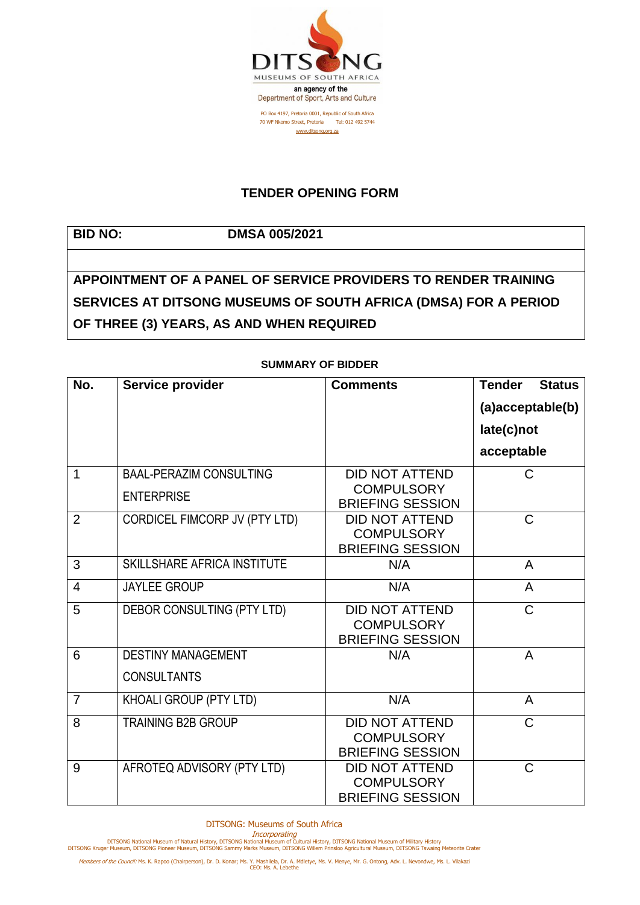DITSONG MUSEUMS OF SOUTH AFRICA

an agency of the Department of Sport, Arts and Culture

PO Box 4197, Pretoria 0001, Republic of South Africa
70 WF Nkomo Street, Pretoria Tel: 012 492 5744
www.ditsong.org.za

## TENDER OPENING FORM

| **BID NO:** | **DMSA 005/2021** |
|---|---|

**APPOINTMENT OF A PANEL OF SERVICE PROVIDERS TO RENDER TRAINING SERVICES AT DITSONG MUSEUMS OF SOUTH AFRICA (DMSA) FOR A PERIOD OF THREE (3) YEARS, AS AND WHEN REQUIRED**

**SUMMARY OF BIDDER**

| No. | Service provider | Comments | Tender Status (a)acceptable(b) late(c)not acceptable |
|---|---|---|---|
| 1 | BAAL-PERAZIM CONSULTING ENTERPRISE | DID NOT ATTEND COMPULSORY BRIEFING SESSION | C |
| 2 | CORDICEL FIMCORP JV (PTY LTD) | DID NOT ATTEND COMPULSORY BRIEFING SESSION | C |
| 3 | SKILLSHARE AFRICA INSTITUTE | N/A | A |
| 4 | JAYLEE GROUP | N/A | A |
| 5 | DEBOR CONSULTING (PTY LTD) | DID NOT ATTEND COMPULSORY BRIEFING SESSION | C |
| 6 | DESTINY MANAGEMENT CONSULTANTS | N/A | A |
| 7 | KHOALI GROUP (PTY LTD) | N/A | A |
| 8 | TRAINING B2B GROUP | DID NOT ATTEND COMPULSORY BRIEFING SESSION | C |
| 9 | AFROTEQ ADVISORY (PTY LTD) | DID NOT ATTEND COMPULSORY BRIEFING SESSION | C |

DITSONG: Museums of South Africa
*Incorporating*
DITSONG National Museum of Natural History, DITSONG National Museum of Cultural History, DITSONG National Museum of Military History
DITSONG Kruger Museum, DITSONG Pioneer Museum, DITSONG Sammy Marks Museum, DITSONG Willem Prinsloo Agricultural Museum, DITSONG Tswaing Meteorite Crater

*Members of the Council:* Ms. K. Rapoo (Chairperson), Dr. D. Konar; Ms. Y. Mashilela, Dr. A. Mdletye, Ms. V. Menye, Mr. G. Ontong, Adv. L. Nevondwe, Ms. L. Vilakazi
CEO: Ms. A. Lebethe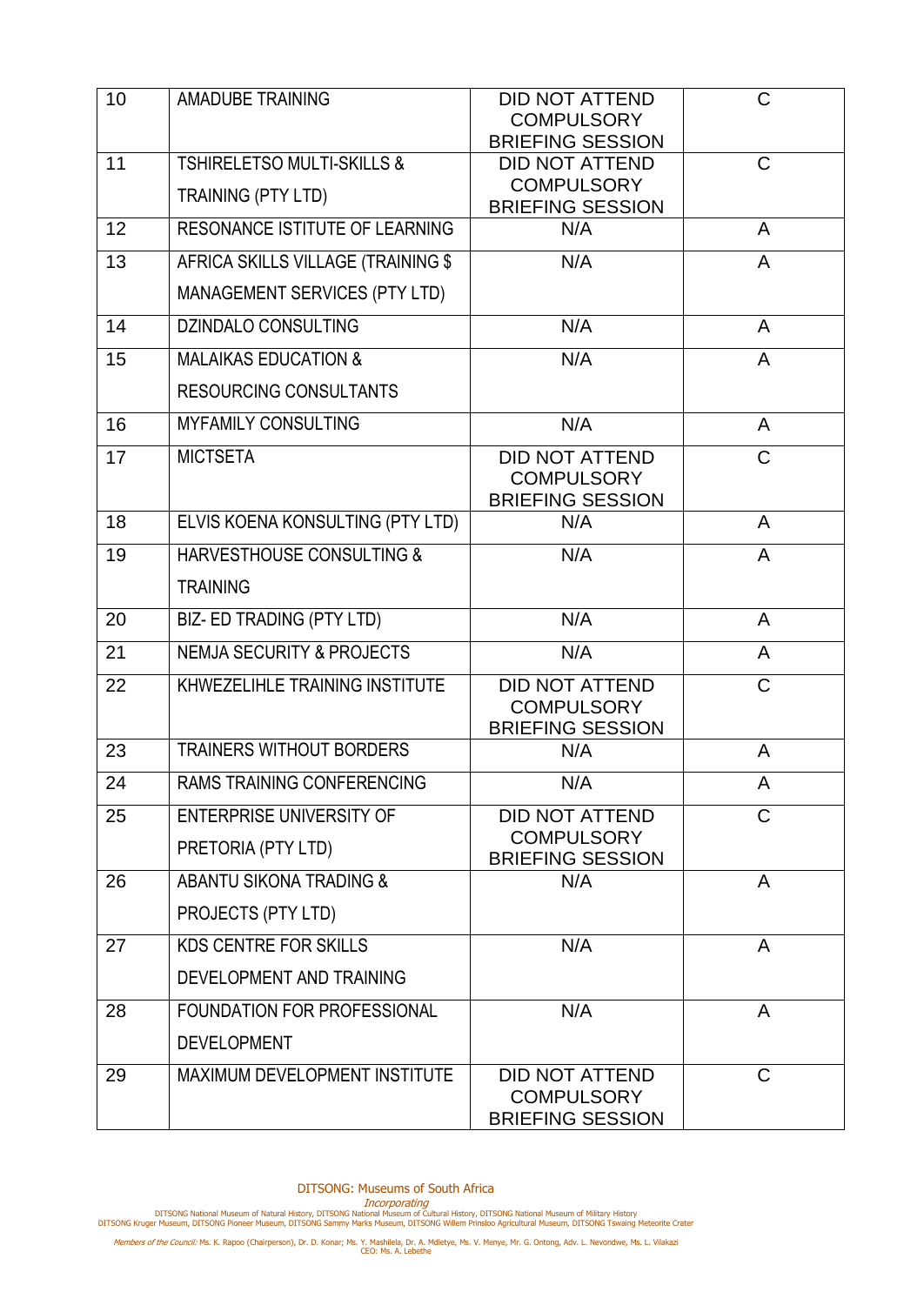| 10 | AMADUBE TRAINING | DID NOT ATTEND COMPULSORY BRIEFING SESSION | C |
|---|---|---|---|
| 11 | TSHIRELETSO MULTI-SKILLS & TRAINING (PTY LTD) | DID NOT ATTEND COMPULSORY BRIEFING SESSION | C |
| 12 | RESONANCE ISTITUTE OF LEARNING | N/A | A |
| 13 | AFRICA SKILLS VILLAGE (TRAINING $ MANAGEMENT SERVICES (PTY LTD) | N/A | A |
| 14 | DZINDALO CONSULTING | N/A | A |
| 15 | MALAIKAS EDUCATION & RESOURCING CONSULTANTS | N/A | A |
| 16 | MYFAMILY CONSULTING | N/A | A |
| 17 | MICTSETA | DID NOT ATTEND COMPULSORY BRIEFING SESSION | C |
| 18 | ELVIS KOENA KONSULTING (PTY LTD) | N/A | A |
| 19 | HARVESTHOUSE CONSULTING & TRAINING | N/A | A |
| 20 | BIZ- ED TRADING (PTY LTD) | N/A | A |
| 21 | NEMJA SECURITY & PROJECTS | N/A | A |
| 22 | KHWEZELIHLE TRAINING INSTITUTE | DID NOT ATTEND COMPULSORY BRIEFING SESSION | C |
| 23 | TRAINERS WITHOUT BORDERS | N/A | A |
| 24 | RAMS TRAINING CONFERENCING | N/A | A |
| 25 | ENTERPRISE UNIVERSITY OF PRETORIA (PTY LTD) | DID NOT ATTEND COMPULSORY BRIEFING SESSION | C |
| 26 | ABANTU SIKONA TRADING & PROJECTS (PTY LTD) | N/A | A |
| 27 | KDS CENTRE FOR SKILLS DEVELOPMENT AND TRAINING | N/A | A |
| 28 | FOUNDATION FOR PROFESSIONAL DEVELOPMENT | N/A | A |
| 29 | MAXIMUM DEVELOPMENT INSTITUTE | DID NOT ATTEND COMPULSORY BRIEFING SESSION | C |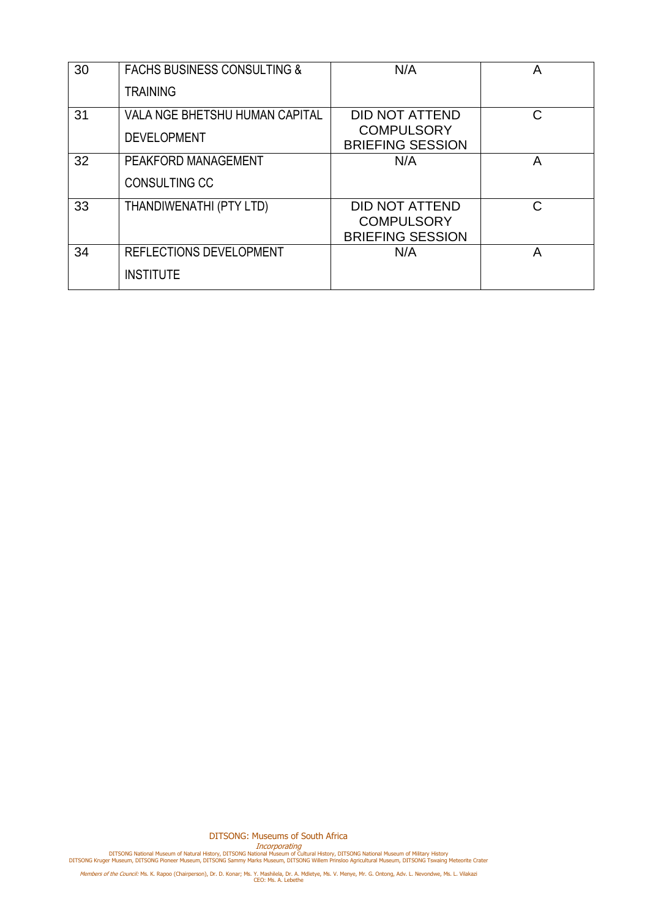| | | | |
|---|---|---|---|
| 30 | FACHS BUSINESS CONSULTING & TRAINING | N/A | A |
| 31 | VALA NGE BHETSHU HUMAN CAPITAL DEVELOPMENT | DID NOT ATTEND COMPULSORY BRIEFING SESSION | C |
| 32 | PEAKFORD MANAGEMENT CONSULTING CC | N/A | A |
| 33 | THANDIWENATHI (PTY LTD) | DID NOT ATTEND COMPULSORY BRIEFING SESSION | C |
| 34 | REFLECTIONS DEVELOPMENT INSTITUTE | N/A | A |